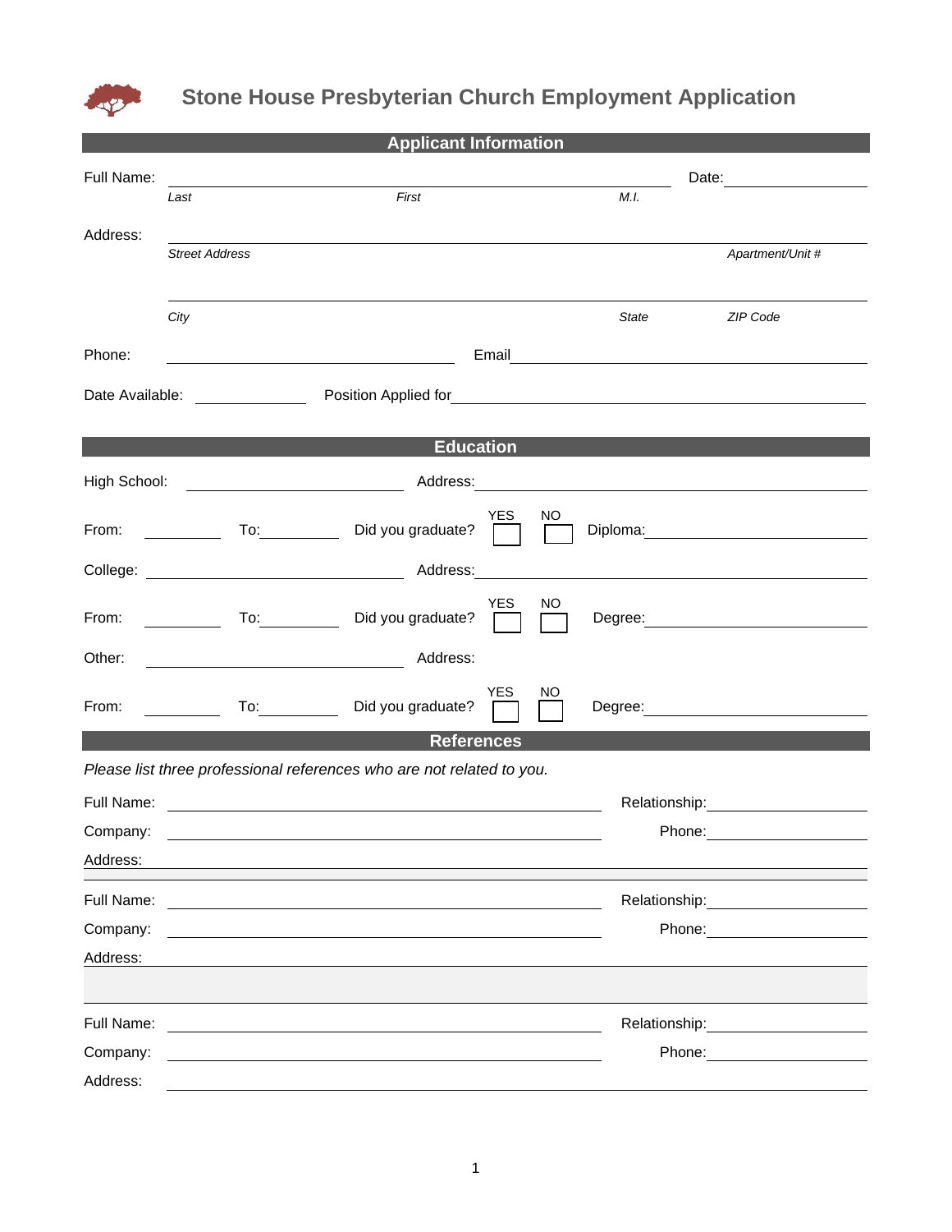# Stone House Presbyterian Church Employment Application

## Applicant Information

Full Name: ______________________________________________ Date: ____________

*Last* *First* *M.I.*

Address: ______________________________________________

*Street Address* *Apartment/Unit #*

______________________________________________

*City* *State* *ZIP Code*

Phone: ____________________ Email ____________________

Date Available: __________ Position Applied for ____________________

## Education

High School: ____________________ Address: ____________________

From: ________ To: ________ Did you graduate? YES ☐ NO ☐ Diploma: ____________________

College: ____________________ Address: ____________________

From: ________ To: ________ Did you graduate? YES ☐ NO ☐ Degree: ____________________

Other: ____________________ Address:

From: ________ To: ________ Did you graduate? YES ☐ NO ☐ Degree: ____________________

## References

*Please list three professional references who are not related to you.*

Full Name: ____________________ Relationship: ____________

Company: ____________________ Phone: ____________

Address: ____________________

Full Name: ____________________ Relationship: ____________

Company: ____________________ Phone: ____________

Address: ____________________

Full Name: ____________________ Relationship: ____________

Company: ____________________ Phone: ____________

Address: ____________________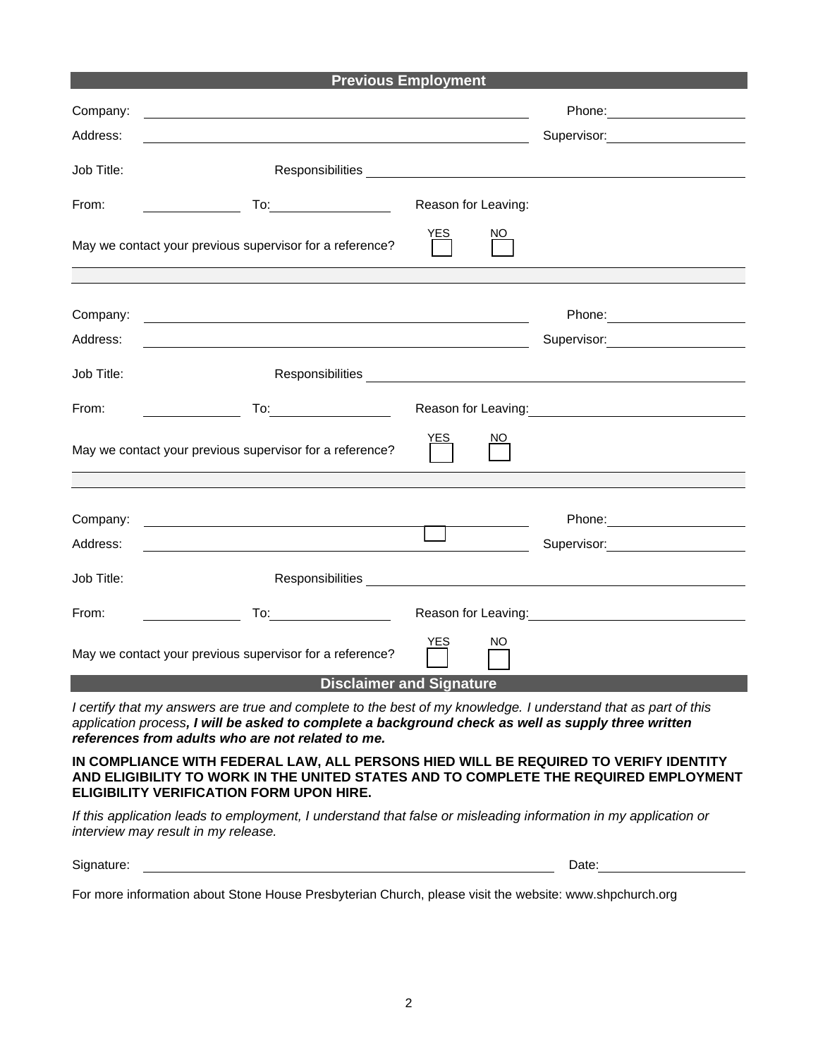## Previous Employment

Company: ______________________________ Phone: ______________

Address: ______________________________ Supervisor: ______________

Job Title: ______________ Responsibilities ______________________________

From: ________ To: ________ Reason for Leaving:

May we contact your previous supervisor for a reference? YES ☐ NO ☐

Company: ______________________________ Phone: ______________

Address: ______________________________ Supervisor: ______________

Job Title: ______________ Responsibilities ______________________________

From: ________ To: ________ Reason for Leaving: ______________

May we contact your previous supervisor for a reference? YES ☐ NO ☐

Company: ______________________________ Phone: ______________

Address: ______________________________ Supervisor: ______________

Job Title: ______________ Responsibilities ______________________________

From: ________ To: ________ Reason for Leaving: ______________

May we contact your previous supervisor for a reference? YES ☐ NO ☐

## Disclaimer and Signature

*I certify that my answers are true and complete to the best of my knowledge. I understand that as part of this application process**, I will be asked to complete a background check as well as supply three written references from adults who are not related to me.***

**IN COMPLIANCE WITH FEDERAL LAW, ALL PERSONS HIED WILL BE REQUIRED TO VERIFY IDENTITY AND ELIGIBILITY TO WORK IN THE UNITED STATES AND TO COMPLETE THE REQUIRED EMPLOYMENT ELIGIBILITY VERIFICATION FORM UPON HIRE.**

*If this application leads to employment, I understand that false or misleading information in my application or interview may result in my release.*

Signature: ______________________________ Date: ______________

For more information about Stone House Presbyterian Church, please visit the website: www.shpchurch.org